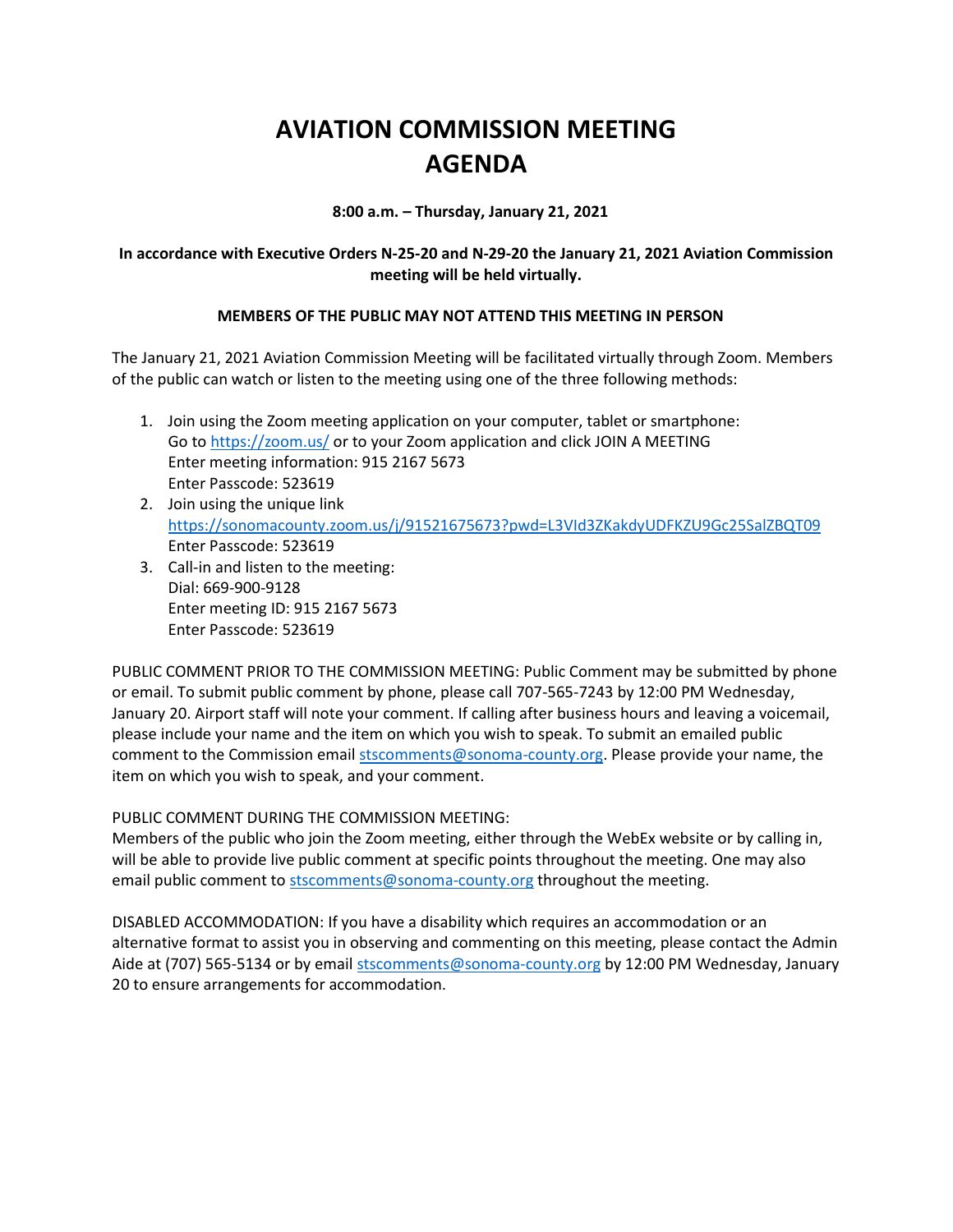# AVIATION COMMISSION MEETING AGENDA

**8:00 a.m. – Thursday, January 21, 2021**

**In accordance with Executive Orders N-25-20 and N-29-20 the January 21, 2021 Aviation Commission meeting will be held virtually.**

**MEMBERS OF THE PUBLIC MAY NOT ATTEND THIS MEETING IN PERSON**

The January 21, 2021 Aviation Commission Meeting will be facilitated virtually through Zoom. Members of the public can watch or listen to the meeting using one of the three following methods:

1. Join using the Zoom meeting application on your computer, tablet or smartphone:
   Go to https://zoom.us/ or to your Zoom application and click JOIN A MEETING
   Enter meeting information: 915 2167 5673
   Enter Passcode: 523619
2. Join using the unique link
   https://sonomacounty.zoom.us/j/91521675673?pwd=L3VId3ZKakdyUDFKZU9Gc25SalZBQT09
   Enter Passcode: 523619
3. Call-in and listen to the meeting:
   Dial: 669-900-9128
   Enter meeting ID: 915 2167 5673
   Enter Passcode: 523619

PUBLIC COMMENT PRIOR TO THE COMMISSION MEETING: Public Comment may be submitted by phone or email. To submit public comment by phone, please call 707-565-7243 by 12:00 PM Wednesday, January 20. Airport staff will note your comment. If calling after business hours and leaving a voicemail, please include your name and the item on which you wish to speak. To submit an emailed public comment to the Commission email stscomments@sonoma-county.org. Please provide your name, the item on which you wish to speak, and your comment.

PUBLIC COMMENT DURING THE COMMISSION MEETING:
Members of the public who join the Zoom meeting, either through the WebEx website or by calling in, will be able to provide live public comment at specific points throughout the meeting. One may also email public comment to stscomments@sonoma-county.org throughout the meeting.

DISABLED ACCOMMODATION: If you have a disability which requires an accommodation or an alternative format to assist you in observing and commenting on this meeting, please contact the Admin Aide at (707) 565-5134 or by email stscomments@sonoma-county.org by 12:00 PM Wednesday, January 20 to ensure arrangements for accommodation.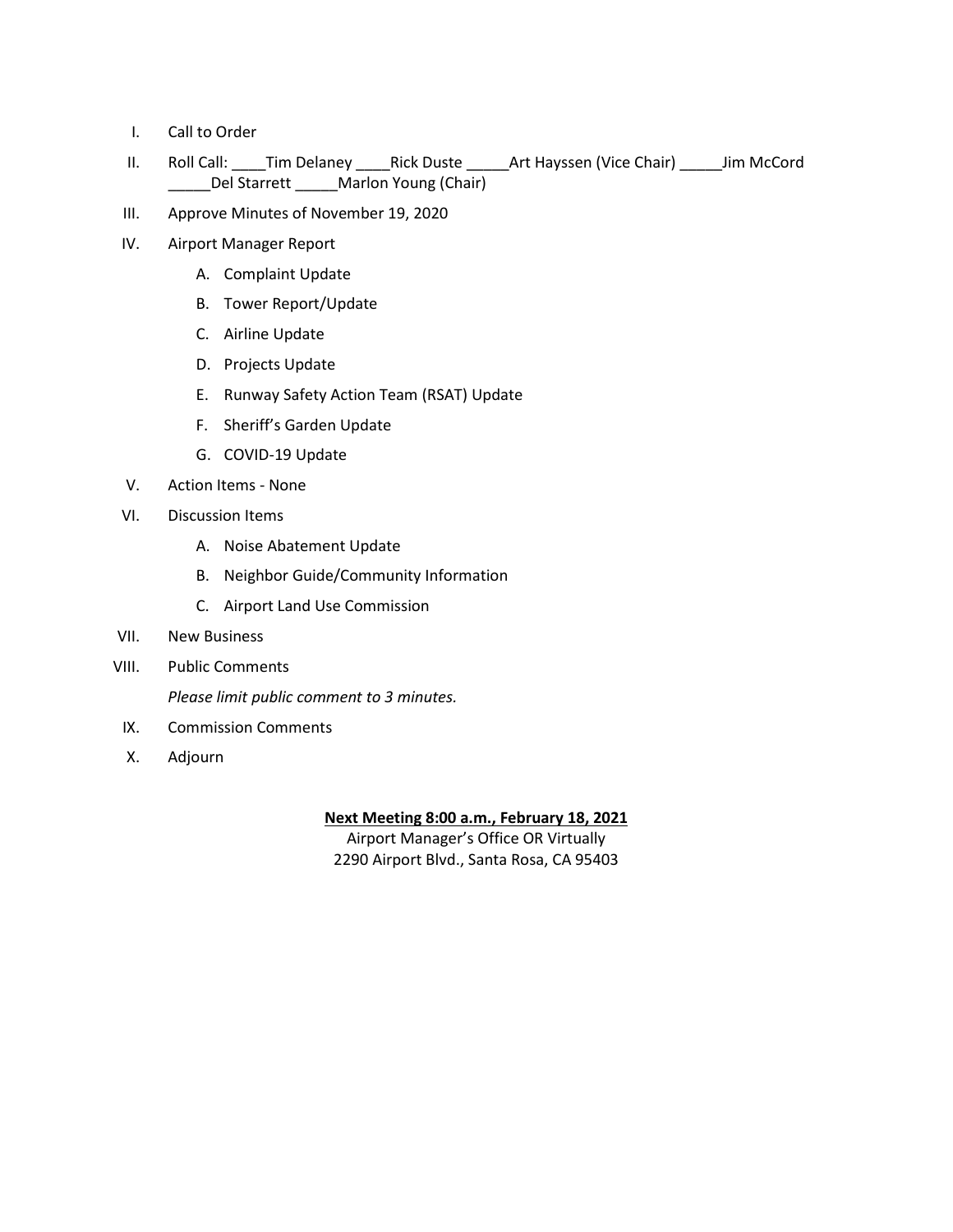I. Call to Order

II. Roll Call: ____Tim Delaney ____Rick Duste _____Art Hayssen (Vice Chair) _____Jim McCord _____Del Starrett _____Marlon Young (Chair)

III. Approve Minutes of November 19, 2020

IV. Airport Manager Report

   A. Complaint Update

   B. Tower Report/Update

   C. Airline Update

   D. Projects Update

   E. Runway Safety Action Team (RSAT) Update

   F. Sheriff's Garden Update

   G. COVID-19 Update

V. Action Items - None

VI. Discussion Items

   A. Noise Abatement Update

   B. Neighbor Guide/Community Information

   C. Airport Land Use Commission

VII. New Business

VIII. Public Comments

   *Please limit public comment to 3 minutes.*

IX. Commission Comments

X. Adjourn

**Next Meeting 8:00 a.m., February 18, 2021**

Airport Manager's Office OR Virtually

2290 Airport Blvd., Santa Rosa, CA 95403